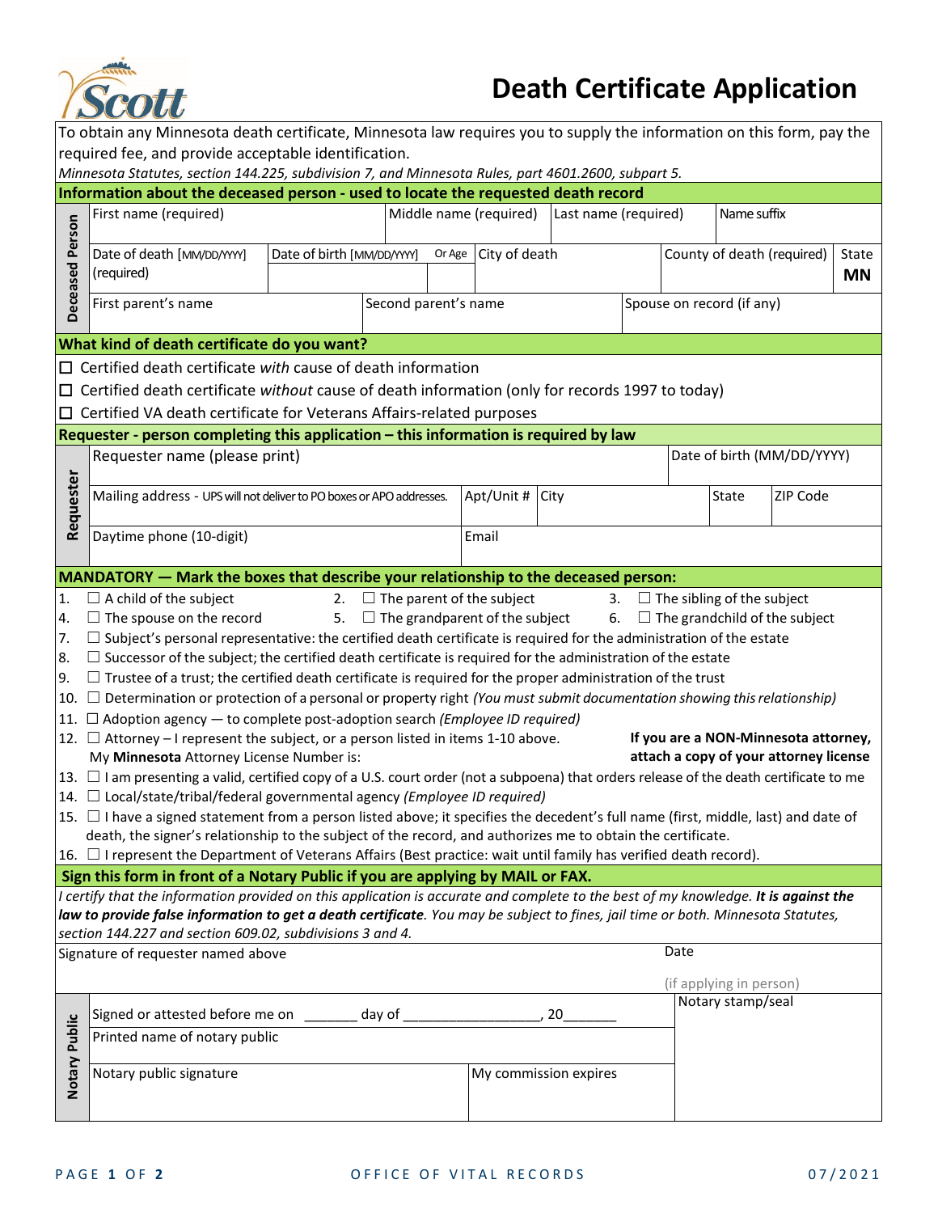# Death Certificate Application

To obtain any Minnesota death certificate, Minnesota law requires you to supply the information on this form, pay the required fee, and provide acceptable identification.

*Minnesota Statutes, section 144.225, subdivision 7, and Minnesota Rules, part 4601.2600, subpart 5.*

## Information about the deceased person - used to locate the requested death record

**Deceased Person**

| First name (required) | Middle name (required) | Last name (required) | Name suffix |
|---|---|---|---|
| | | | |

| Date of death [MM/DD/YYYY] (required) | Date of birth [MM/DD/YYYY] | Or Age | City of death | County of death (required) | State |
|---|---|---|---|---|---|
| | | | | | **MN** |

| First parent's name | Second parent's name | Spouse on record (if any) |
|---|---|---|
| | | |

## What kind of death certificate do you want?

- ☐ Certified death certificate *with* cause of death information
- ☐ Certified death certificate *without* cause of death information (only for records 1997 to today)
- ☐ Certified VA death certificate for Veterans Affairs-related purposes

## Requester - person completing this application – this information is required by law

| Requester name (please print) | | | | Date of birth (MM/DD/YYYY) | |
|---|---|---|---|---|---|
| Mailing address - UPS will not deliver to PO boxes or APO addresses. | Apt/Unit # | City | | State | ZIP Code |
| Daytime phone (10-digit) | Email | | | | |

## MANDATORY — Mark the boxes that describe your relationship to the deceased person:

1. ☐ A child of the subject
2. ☐ The parent of the subject
3. ☐ The sibling of the subject
4. ☐ The spouse on the record
5. ☐ The grandparent of the subject
6. ☐ The grandchild of the subject
7. ☐ Subject's personal representative: the certified death certificate is required for the administration of the estate
8. ☐ Successor of the subject; the certified death certificate is required for the administration of the estate
9. ☐ Trustee of a trust; the certified death certificate is required for the proper administration of the trust
10. ☐ Determination or protection of a personal or property right *(You must submit documentation showing this relationship)*
11. ☐ Adoption agency — to complete post-adoption search *(Employee ID required)*
12. ☐ Attorney – I represent the subject, or a person listed in items 1-10 above. My **Minnesota** Attorney License Number is:
    **If you are a NON-Minnesota attorney, attach a copy of your attorney license**
13. ☐ I am presenting a valid, certified copy of a U.S. court order (not a subpoena) that orders release of the death certificate to me
14. ☐ Local/state/tribal/federal governmental agency *(Employee ID required)*
15. ☐ I have a signed statement from a person listed above; it specifies the decedent's full name (first, middle, last) and date of death, the signer's relationship to the subject of the record, and authorizes me to obtain the certificate.
16. ☐ I represent the Department of Veterans Affairs (Best practice: wait until family has verified death record).

## Sign this form in front of a Notary Public if you are applying by MAIL or FAX.

*I certify that the information provided on this application is accurate and complete to the best of my knowledge.* ***It is against the law to provide false information to get a death certificate****. You may be subject to fines, jail time or both. Minnesota Statutes, section 144.227 and section 609.02, subdivisions 3 and 4.*

| Signature of requester named above | Date (if applying in person) |
|---|---|
| | |

**Notary Public**

| Signed or attested before me on _______ day of _________________, 20_______ | | Notary stamp/seal |
|---|---|---|
| Printed name of notary public | | |
| Notary public signature | My commission expires | |

OFFICE OF VITAL RECORDS 07/2021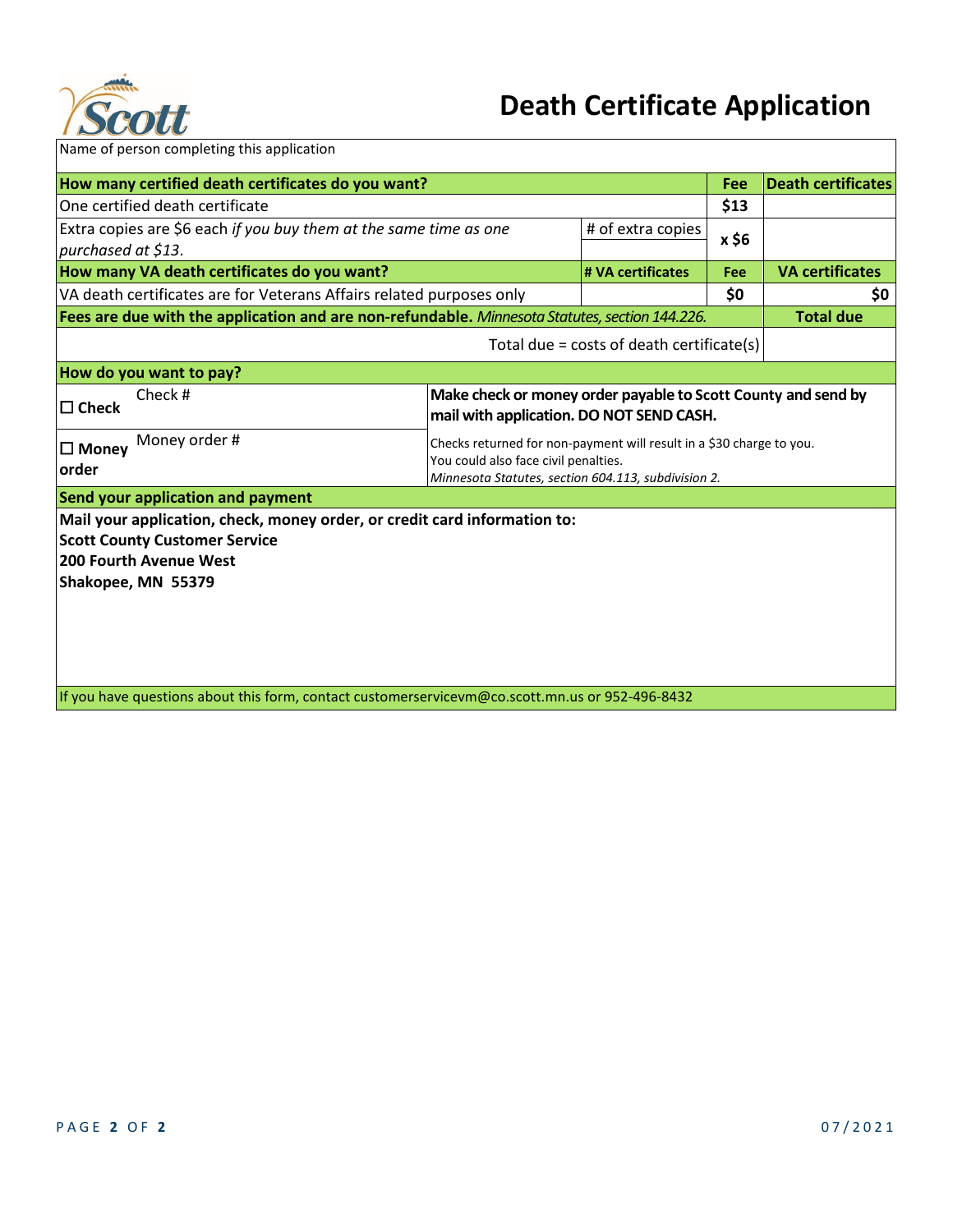# Death Certificate Application

Name of person completing this application

| | | | |
|---|---|---|---|
| **How many certified death certificates do you want?** | | **Fee** | **Death certificates** |
| One certified death certificate | | **$13** | |
| Extra copies are $6 each *if you buy them at the same time as one purchased at $13*. | # of extra copies | **x $6** | |
| **How many VA death certificates do you want?** | **# VA certificates** | **Fee** | **VA certificates** |
| VA death certificates are for Veterans Affairs related purposes only | | **$0** | **$0** |
| **Fees are due with the application and are non-refundable.** *Minnesota Statutes, section 144.226.* | | | **Total due** |
| Total due = costs of death certificate(s) | | | |

**How do you want to pay?**

| | |
|---|---|
| ☐ **Check** Check # | **Make check or money order payable to Scott County and send by mail with application. DO NOT SEND CASH.** |
| ☐ **Money order** Money order # | Checks returned for non-payment will result in a $30 charge to you. You could also face civil penalties. *Minnesota Statutes, section 604.113, subdivision 2.* |

**Send your application and payment**

**Mail your application, check, money order, or credit card information to:**
**Scott County Customer Service**
**200 Fourth Avenue West**
**Shakopee, MN 55379**

If you have questions about this form, contact customerservicevm@co.scott.mn.us or 952-496-8432